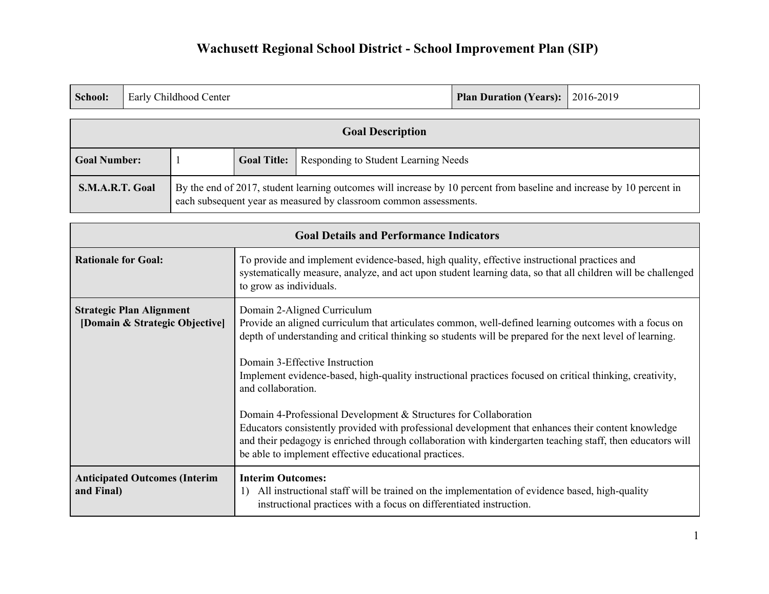# Wachusett Regional School District - School Improvement Plan (SIP)

| **School:** | Early Childhood Center | **Plan Duration (Years):** | 2016-2019 |
|---|---|---|---|

| **Goal Description** | | | |
|---|---|---|---|
| **Goal Number:** | 1 | **Goal Title:** | Responding to Student Learning Needs |
| **S.M.A.R.T. Goal** | By the end of 2017, student learning outcomes will increase by 10 percent from baseline and increase by 10 percent in each subsequent year as measured by classroom common assessments. | | |

| **Goal Details and Performance Indicators** | |
|---|---|
| **Rationale for Goal:** | To provide and implement evidence-based, high quality, effective instructional practices and systematically measure, analyze, and act upon student learning data, so that all children will be challenged to grow as individuals. |
| **Strategic Plan Alignment [Domain & Strategic Objective]** | Domain 2-Aligned Curriculum<br>Provide an aligned curriculum that articulates common, well-defined learning outcomes with a focus on depth of understanding and critical thinking so students will be prepared for the next level of learning.<br><br>Domain 3-Effective Instruction<br>Implement evidence-based, high-quality instructional practices focused on critical thinking, creativity, and collaboration.<br><br>Domain 4-Professional Development & Structures for Collaboration<br>Educators consistently provided with professional development that enhances their content knowledge and their pedagogy is enriched through collaboration with kindergarten teaching staff, then educators will be able to implement effective educational practices. |
| **Anticipated Outcomes (Interim and Final)** | **Interim Outcomes:**<br>1) All instructional staff will be trained on the implementation of evidence based, high-quality instructional practices with a focus on differentiated instruction. |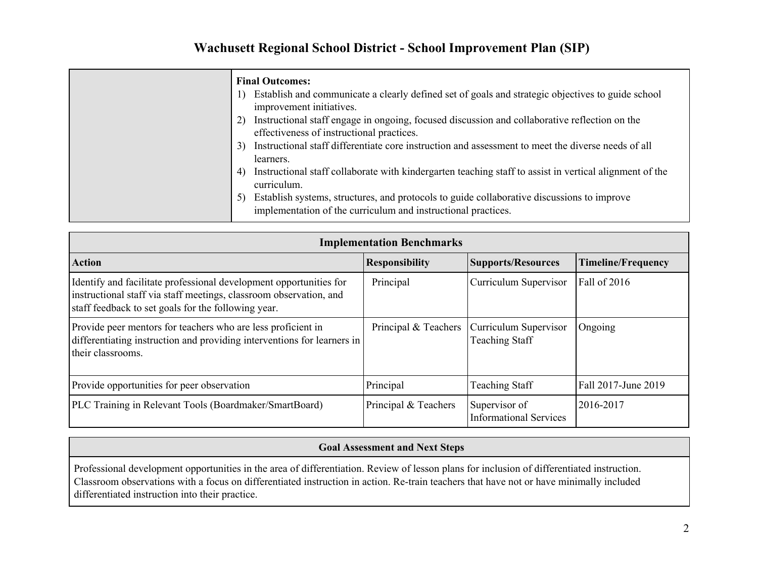# Wachusett Regional School District - School Improvement Plan (SIP)

| | **Final Outcomes:**<br>1) Establish and communicate a clearly defined set of goals and strategic objectives to guide school improvement initiatives.<br>2) Instructional staff engage in ongoing, focused discussion and collaborative reflection on the effectiveness of instructional practices.<br>3) Instructional staff differentiate core instruction and assessment to meet the diverse needs of all learners.<br>4) Instructional staff collaborate with kindergarten teaching staff to assist in vertical alignment of the curriculum.<br>5) Establish systems, structures, and protocols to guide collaborative discussions to improve implementation of the curriculum and instructional practices. |
|---|---|

| **Implementation Benchmarks** | | | |
|---|---|---|---|
| **Action** | **Responsibility** | **Supports/Resources** | **Timeline/Frequency** |
| Identify and facilitate professional development opportunities for instructional staff via staff meetings, classroom observation, and staff feedback to set goals for the following year. | Principal | Curriculum Supervisor | Fall of 2016 |
| Provide peer mentors for teachers who are less proficient in differentiating instruction and providing interventions for learners in their classrooms. | Principal & Teachers | Curriculum Supervisor<br>Teaching Staff | Ongoing |
| Provide opportunities for peer observation | Principal | Teaching Staff | Fall 2017-June 2019 |
| PLC Training in Relevant Tools (Boardmaker/SmartBoard) | Principal & Teachers | Supervisor of Informational Services | 2016-2017 |

| **Goal Assessment and Next Steps** |
|---|
| Professional development opportunities in the area of differentiation. Review of lesson plans for inclusion of differentiated instruction. Classroom observations with a focus on differentiated instruction in action. Re-train teachers that have not or have minimally included differentiated instruction into their practice. |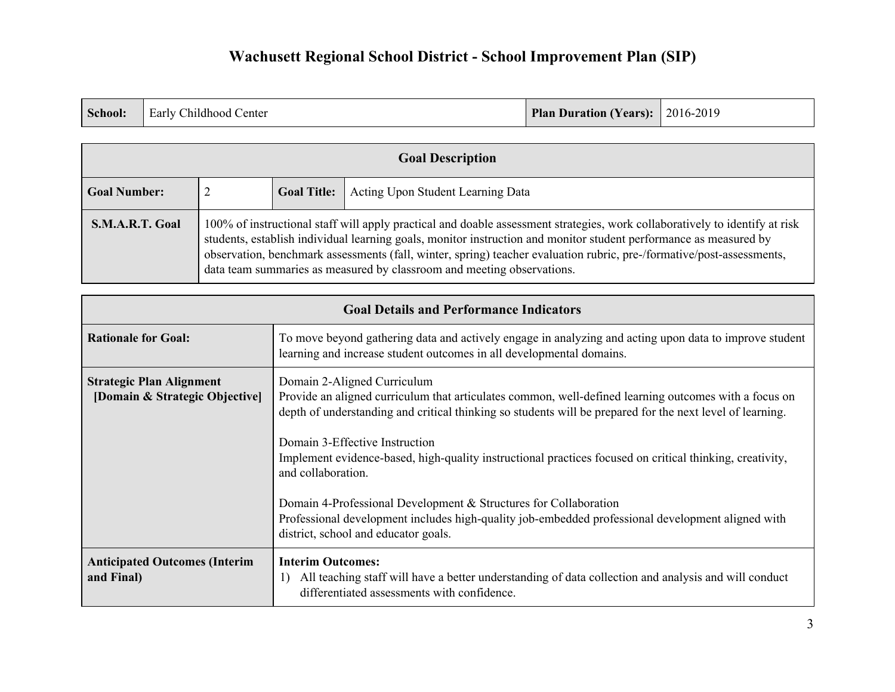# Wachusett Regional School District - School Improvement Plan (SIP)

| **School:** | Early Childhood Center | **Plan Duration (Years):** | 2016-2019 |
|---|---|---|---|

| **Goal Description** | | | |
|---|---|---|---|
| **Goal Number:** | 2 | **Goal Title:** | Acting Upon Student Learning Data |
| **S.M.A.R.T. Goal** | 100% of instructional staff will apply practical and doable assessment strategies, work collaboratively to identify at risk students, establish individual learning goals, monitor instruction and monitor student performance as measured by observation, benchmark assessments (fall, winter, spring) teacher evaluation rubric, pre-/formative/post-assessments, data team summaries as measured by classroom and meeting observations. | | |

| **Goal Details and Performance Indicators** | |
|---|---|
| **Rationale for Goal:** | To move beyond gathering data and actively engage in analyzing and acting upon data to improve student learning and increase student outcomes in all developmental domains. |
| **Strategic Plan Alignment [Domain & Strategic Objective]** | Domain 2-Aligned Curriculum<br>Provide an aligned curriculum that articulates common, well-defined learning outcomes with a focus on depth of understanding and critical thinking so students will be prepared for the next level of learning.<br><br>Domain 3-Effective Instruction<br>Implement evidence-based, high-quality instructional practices focused on critical thinking, creativity, and collaboration.<br><br>Domain 4-Professional Development & Structures for Collaboration<br>Professional development includes high-quality job-embedded professional development aligned with district, school and educator goals. |
| **Anticipated Outcomes (Interim and Final)** | **Interim Outcomes:**<br>1) All teaching staff will have a better understanding of data collection and analysis and will conduct differentiated assessments with confidence. |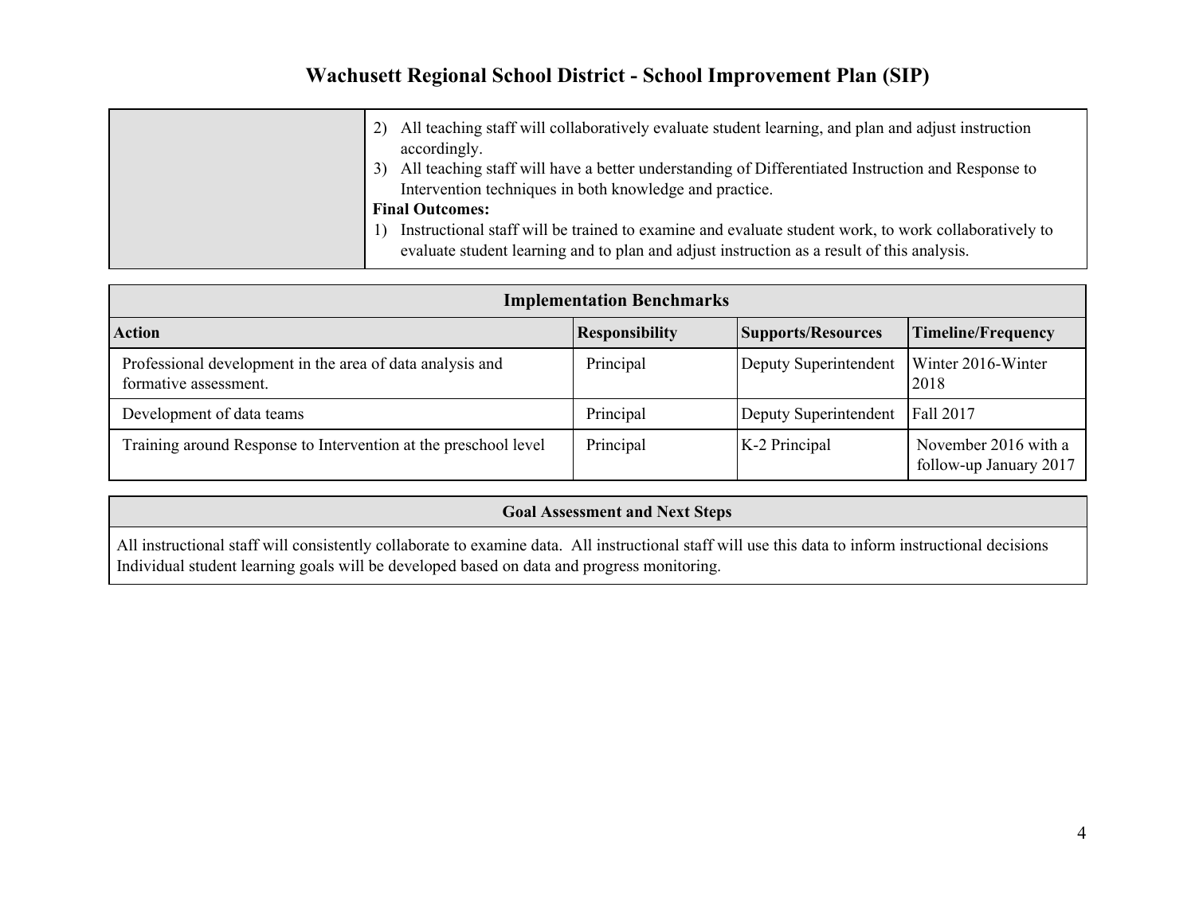| | 2) All teaching staff will collaboratively evaluate student learning, and plan and adjust instruction accordingly.<br>3) All teaching staff will have a better understanding of Differentiated Instruction and Response to Intervention techniques in both knowledge and practice.<br>**Final Outcomes:**<br>1) Instructional staff will be trained to examine and evaluate student work, to work collaboratively to evaluate student learning and to plan and adjust instruction as a result of this analysis. |
|---|---|

| **Implementation Benchmarks** | | | |
|---|---|---|---|
| **Action** | **Responsibility** | **Supports/Resources** | **Timeline/Frequency** |
| Professional development in the area of data analysis and formative assessment. | Principal | Deputy Superintendent | Winter 2016-Winter 2018 |
| Development of data teams | Principal | Deputy Superintendent | Fall 2017 |
| Training around Response to Intervention at the preschool level | Principal | K-2 Principal | November 2016 with a follow-up January 2017 |

| **Goal Assessment and Next Steps** |
|---|
| All instructional staff will consistently collaborate to examine data. All instructional staff will use this data to inform instructional decisions Individual student learning goals will be developed based on data and progress monitoring. |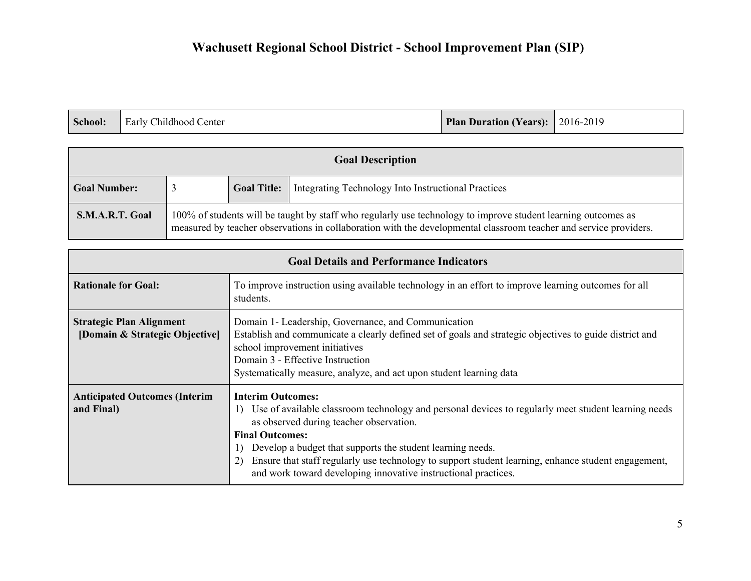# Wachusett Regional School District - School Improvement Plan (SIP)

| **School:** | Early Childhood Center | **Plan Duration (Years):** | 2016-2019 |
|---|---|---|---|

| **Goal Description** | | | |
|---|---|---|---|
| **Goal Number:** | 3 | **Goal Title:** | Integrating Technology Into Instructional Practices |
| **S.M.A.R.T. Goal** | 100% of students will be taught by staff who regularly use technology to improve student learning outcomes as measured by teacher observations in collaboration with the developmental classroom teacher and service providers. | | |

| **Goal Details and Performance Indicators** | |
|---|---|
| **Rationale for Goal:** | To improve instruction using available technology in an effort to improve learning outcomes for all students. |
| **Strategic Plan Alignment [Domain & Strategic Objective]** | Domain 1- Leadership, Governance, and Communication<br>Establish and communicate a clearly defined set of goals and strategic objectives to guide district and school improvement initiatives<br>Domain 3 - Effective Instruction<br>Systematically measure, analyze, and act upon student learning data |
| **Anticipated Outcomes (Interim and Final)** | **Interim Outcomes:**<br>1) Use of available classroom technology and personal devices to regularly meet student learning needs as observed during teacher observation.<br>**Final Outcomes:**<br>1) Develop a budget that supports the student learning needs.<br>2) Ensure that staff regularly use technology to support student learning, enhance student engagement, and work toward developing innovative instructional practices. |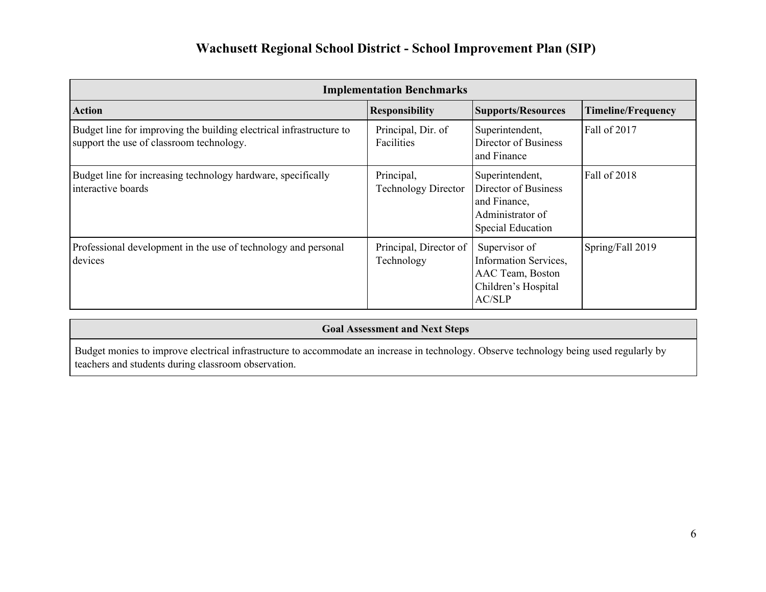# Wachusett Regional School District - School Improvement Plan (SIP)

| Implementation Benchmarks | | | |
|---|---|---|---|
| **Action** | **Responsibility** | **Supports/Resources** | **Timeline/Frequency** |
| Budget line for improving the building electrical infrastructure to support the use of classroom technology. | Principal, Dir. of Facilities | Superintendent, Director of Business and Finance | Fall of 2017 |
| Budget line for increasing technology hardware, specifically interactive boards | Principal, Technology Director | Superintendent, Director of Business and Finance, Administrator of Special Education | Fall of 2018 |
| Professional development in the use of technology and personal devices | Principal, Director of Technology | Supervisor of Information Services, AAC Team, Boston Children's Hospital AC/SLP | Spring/Fall 2019 |

| Goal Assessment and Next Steps |
|---|
| Budget monies to improve electrical infrastructure to accommodate an increase in technology. Observe technology being used regularly by teachers and students during classroom observation. |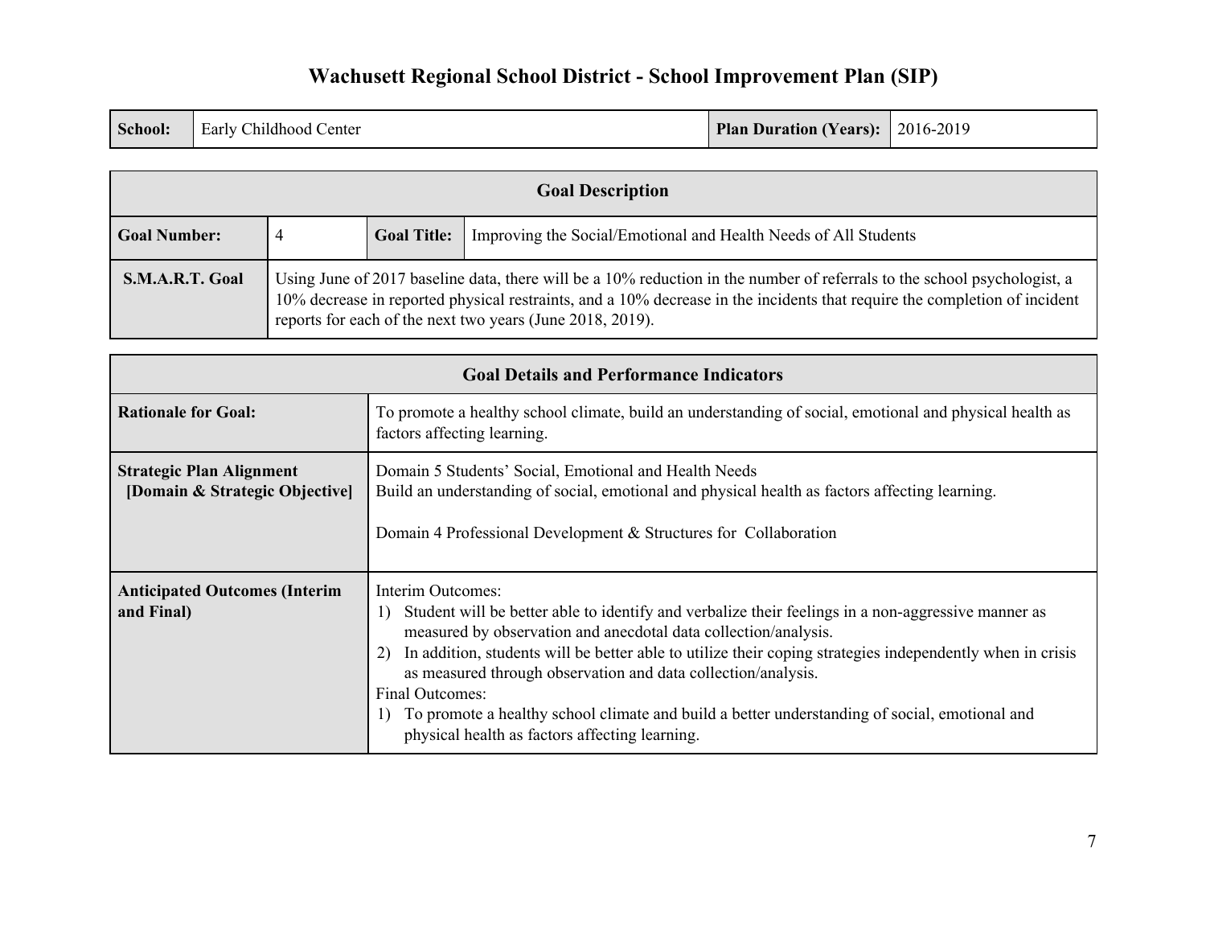# Wachusett Regional School District - School Improvement Plan (SIP)

| **School:** | Early Childhood Center | **Plan Duration (Years):** | 2016-2019 |
| --- | --- | --- | --- |

| **Goal Description** | | | |
| --- | --- | --- | --- |
| **Goal Number:** | 4 | **Goal Title:** | Improving the Social/Emotional and Health Needs of All Students |
| **S.M.A.R.T. Goal** | Using June of 2017 baseline data, there will be a 10% reduction in the number of referrals to the school psychologist, a 10% decrease in reported physical restraints, and a 10% decrease in the incidents that require the completion of incident reports for each of the next two years (June 2018, 2019). | | |

| **Goal Details and Performance Indicators** | |
| --- | --- |
| **Rationale for Goal:** | To promote a healthy school climate, build an understanding of social, emotional and physical health as factors affecting learning. |
| **Strategic Plan Alignment [Domain & Strategic Objective]** | Domain 5 Students' Social, Emotional and Health Needs<br>Build an understanding of social, emotional and physical health as factors affecting learning.<br><br>Domain 4 Professional Development & Structures for Collaboration |
| **Anticipated Outcomes (Interim and Final)** | Interim Outcomes:<br>1) Student will be better able to identify and verbalize their feelings in a non-aggressive manner as measured by observation and anecdotal data collection/analysis.<br>2) In addition, students will be better able to utilize their coping strategies independently when in crisis as measured through observation and data collection/analysis.<br>Final Outcomes:<br>1) To promote a healthy school climate and build a better understanding of social, emotional and physical health as factors affecting learning. |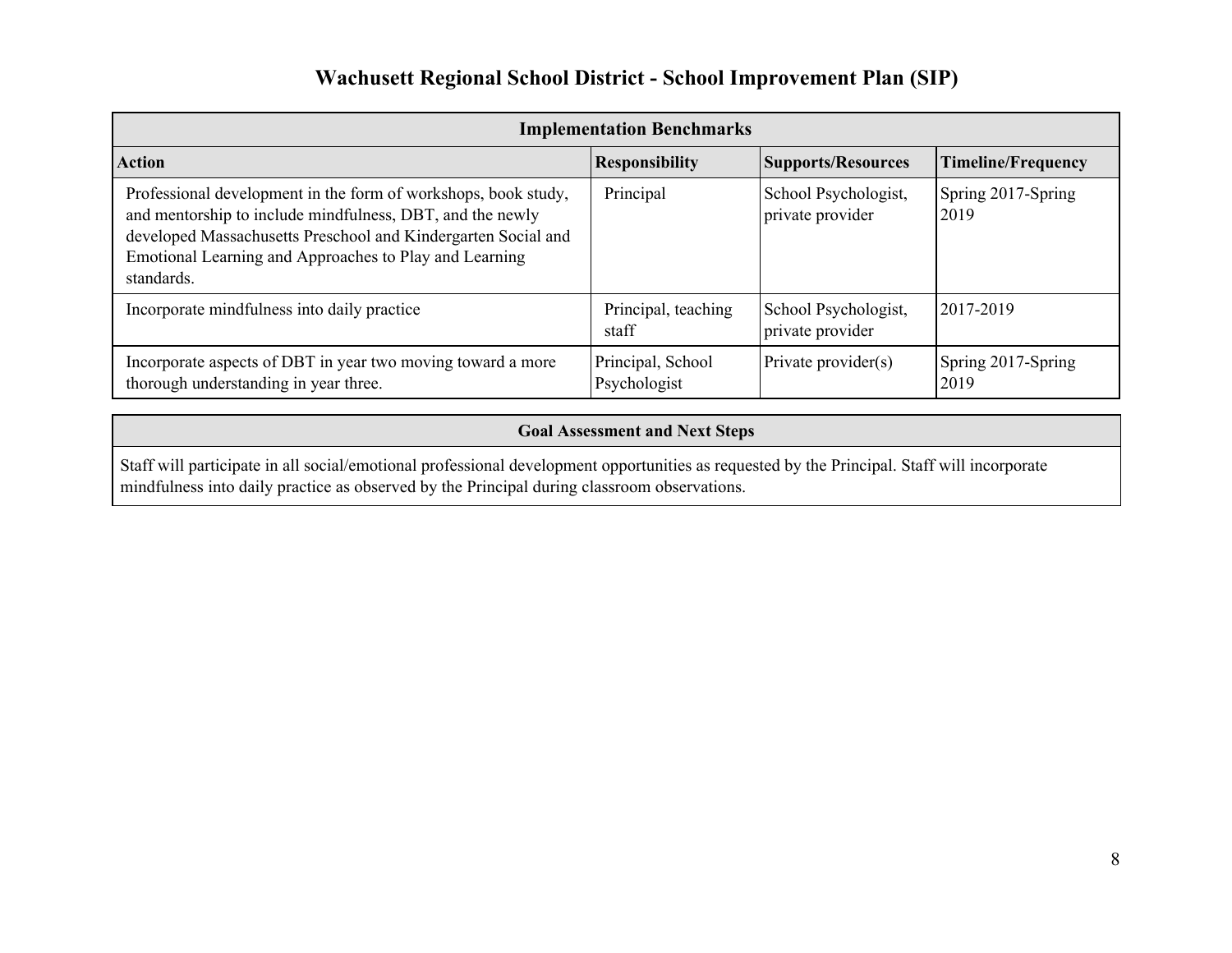# Wachusett Regional School District - School Improvement Plan (SIP)

| Implementation Benchmarks | | | |
| --- | --- | --- | --- |
| **Action** | **Responsibility** | **Supports/Resources** | **Timeline/Frequency** |
| Professional development in the form of workshops, book study, and mentorship to include mindfulness, DBT, and the newly developed Massachusetts Preschool and Kindergarten Social and Emotional Learning and Approaches to Play and Learning standards. | Principal | School Psychologist, private provider | Spring 2017-Spring 2019 |
| Incorporate mindfulness into daily practice | Principal, teaching staff | School Psychologist, private provider | 2017-2019 |
| Incorporate aspects of DBT in year two moving toward a more thorough understanding in year three. | Principal, School Psychologist | Private provider(s) | Spring 2017-Spring 2019 |

| Goal Assessment and Next Steps |
| --- |
| Staff will participate in all social/emotional professional development opportunities as requested by the Principal. Staff will incorporate mindfulness into daily practice as observed by the Principal during classroom observations. |